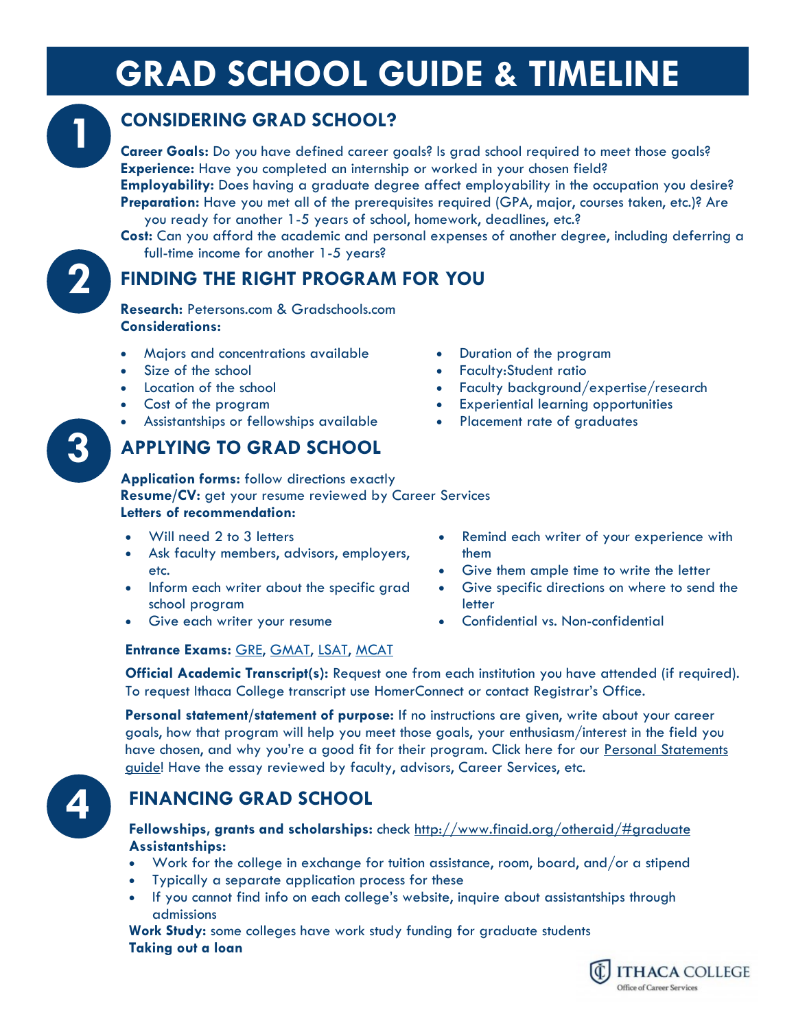# GRAD SCHOOL GUIDE & TIMELINE

## 1 CONSIDERING GRAD SCHOOL?

**Career Goals:** Do you have defined career goals? Is grad school required to meet those goals?
**Experience:** Have you completed an internship or worked in your chosen field?
**Employability:** Does having a graduate degree affect employability in the occupation you desire?
**Preparation:** Have you met all of the prerequisites required (GPA, major, courses taken, etc.)? Are you ready for another 1-5 years of school, homework, deadlines, etc.?
**Cost:** Can you afford the academic and personal expenses of another degree, including deferring a full-time income for another 1-5 years?

## 2 FINDING THE RIGHT PROGRAM FOR YOU

**Research:** Petersons.com & Gradschools.com
**Considerations:**

- Majors and concentrations available
- Size of the school
- Location of the school
- Cost of the program
- Assistantships or fellowships available
- Duration of the program
- Faculty:Student ratio
- Faculty background/expertise/research
- Experiential learning opportunities
- Placement rate of graduates

## 3 APPLYING TO GRAD SCHOOL

**Application forms:** follow directions exactly
**Resume/CV:** get your resume reviewed by Career Services
**Letters of recommendation:**

- Will need 2 to 3 letters
- Ask faculty members, advisors, employers, etc.
- Inform each writer about the specific grad school program
- Give each writer your resume
- Remind each writer of your experience with them
- Give them ample time to write the letter
- Give specific directions on where to send the letter
- Confidential vs. Non-confidential

**Entrance Exams:** GRE, GMAT, LSAT, MCAT

**Official Academic Transcript(s):** Request one from each institution you have attended (if required). To request Ithaca College transcript use HomerConnect or contact Registrar's Office.

**Personal statement/statement of purpose:** If no instructions are given, write about your career goals, how that program will help you meet those goals, your enthusiasm/interest in the field you have chosen, and why you're a good fit for their program. Click here for our Personal Statements guide! Have the essay reviewed by faculty, advisors, Career Services, etc.

## 4 FINANCING GRAD SCHOOL

**Fellowships, grants and scholarships:** check http://www.finaid.org/otheraid/#graduate
**Assistantships:**

- Work for the college in exchange for tuition assistance, room, board, and/or a stipend
- Typically a separate application process for these
- If you cannot find info on each college's website, inquire about assistantships through admissions

**Work Study:** some colleges have work study funding for graduate students
**Taking out a loan**

ITHACA COLLEGE
Office of Career Services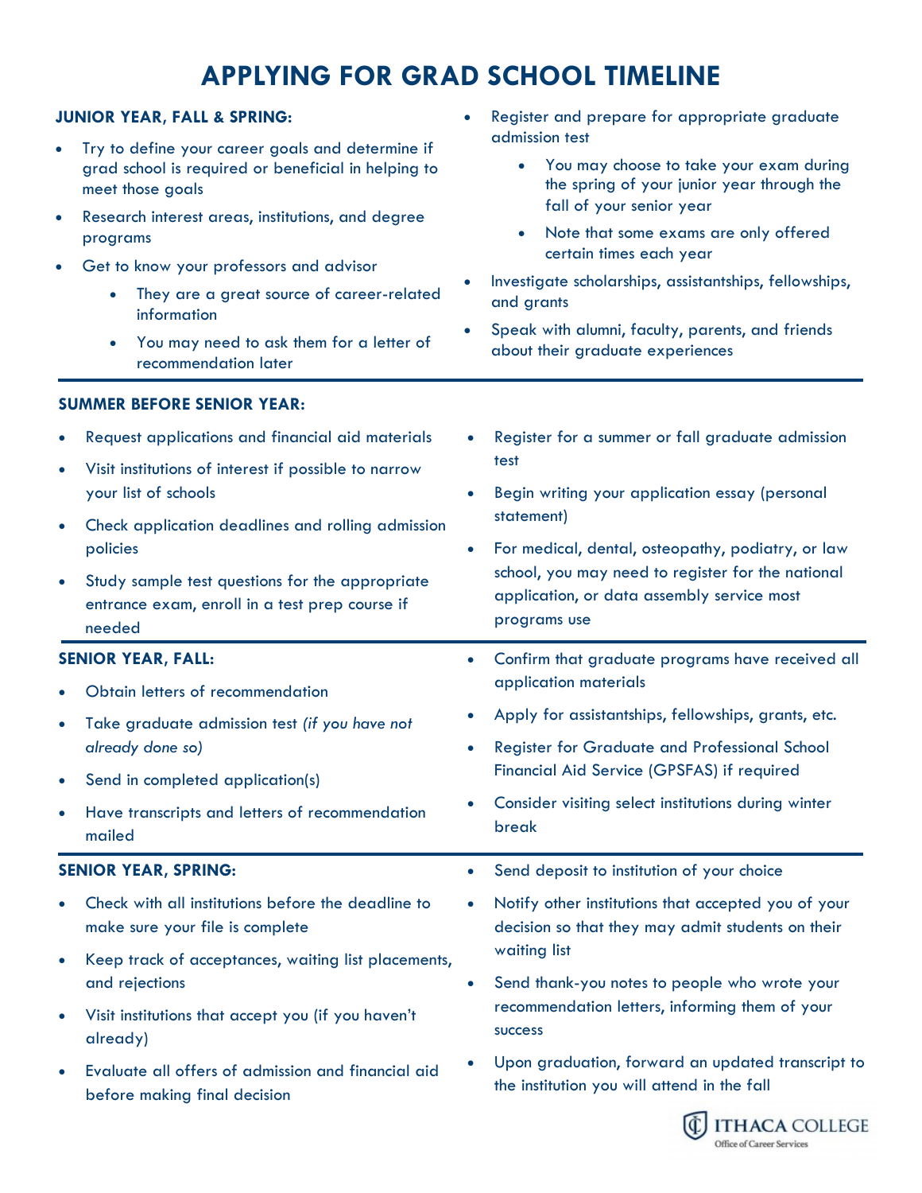# APPLYING FOR GRAD SCHOOL TIMELINE

**JUNIOR YEAR, FALL & SPRING:**

- Try to define your career goals and determine if grad school is required or beneficial in helping to meet those goals
- Research interest areas, institutions, and degree programs
- Get to know your professors and advisor
  - They are a great source of career-related information
  - You may need to ask them for a letter of recommendation later
- Register and prepare for appropriate graduate admission test
  - You may choose to take your exam during the spring of your junior year through the fall of your senior year
  - Note that some exams are only offered certain times each year
- Investigate scholarships, assistantships, fellowships, and grants
- Speak with alumni, faculty, parents, and friends about their graduate experiences

**SUMMER BEFORE SENIOR YEAR:**

- Request applications and financial aid materials
- Visit institutions of interest if possible to narrow your list of schools
- Check application deadlines and rolling admission policies
- Study sample test questions for the appropriate entrance exam, enroll in a test prep course if needed
- Register for a summer or fall graduate admission test
- Begin writing your application essay (personal statement)
- For medical, dental, osteopathy, podiatry, or law school, you may need to register for the national application, or data assembly service most programs use

**SENIOR YEAR, FALL:**

- Obtain letters of recommendation
- Take graduate admission test *(if you have not already done so)*
- Send in completed application(s)
- Have transcripts and letters of recommendation mailed
- Confirm that graduate programs have received all application materials
- Apply for assistantships, fellowships, grants, etc.
- Register for Graduate and Professional School Financial Aid Service (GPSFAS) if required
- Consider visiting select institutions during winter break

**SENIOR YEAR, SPRING:**

- Check with all institutions before the deadline to make sure your file is complete
- Keep track of acceptances, waiting list placements, and rejections
- Visit institutions that accept you (if you haven't already)
- Evaluate all offers of admission and financial aid before making final decision
- Send deposit to institution of your choice
- Notify other institutions that accepted you of your decision so that they may admit students on their waiting list
- Send thank-you notes to people who wrote your recommendation letters, informing them of your success
- Upon graduation, forward an updated transcript to the institution you will attend in the fall

ITHACA COLLEGE
Office of Career Services